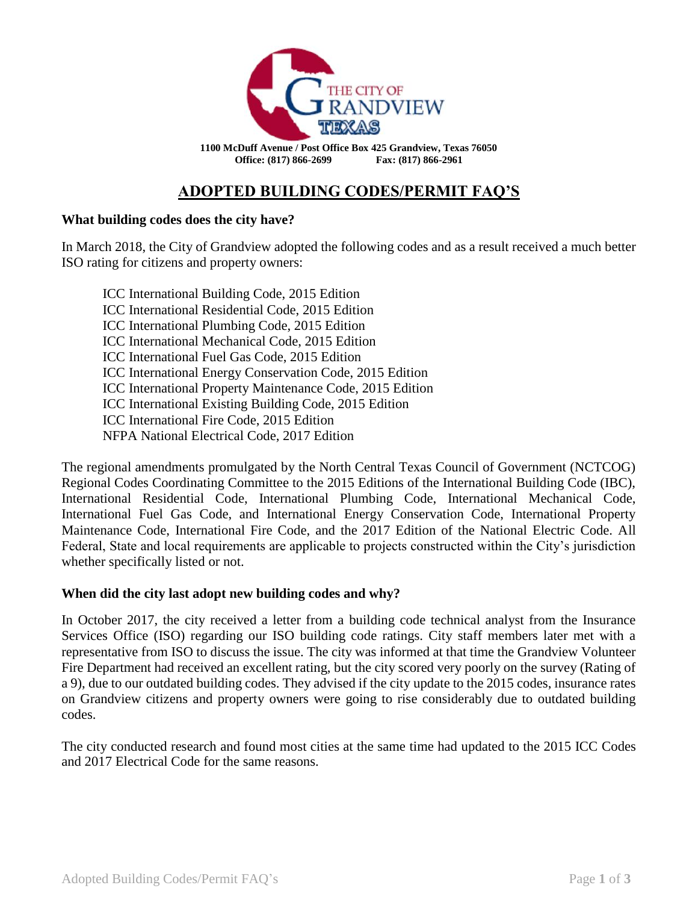THE CITY OF GRANDVIEW TEXAS

**1100 McDuff Avenue / Post Office Box 425 Grandview, Texas 76050**
**Office: (817) 866-2699 Fax: (817) 866-2961**

# ADOPTED BUILDING CODES/PERMIT FAQ'S

**What building codes does the city have?**

In March 2018, the City of Grandview adopted the following codes and as a result received a much better ISO rating for citizens and property owners:

ICC International Building Code, 2015 Edition
ICC International Residential Code, 2015 Edition
ICC International Plumbing Code, 2015 Edition
ICC International Mechanical Code, 2015 Edition
ICC International Fuel Gas Code, 2015 Edition
ICC International Energy Conservation Code, 2015 Edition
ICC International Property Maintenance Code, 2015 Edition
ICC International Existing Building Code, 2015 Edition
ICC International Fire Code, 2015 Edition
NFPA National Electrical Code, 2017 Edition

The regional amendments promulgated by the North Central Texas Council of Government (NCTCOG) Regional Codes Coordinating Committee to the 2015 Editions of the International Building Code (IBC), International Residential Code, International Plumbing Code, International Mechanical Code, International Fuel Gas Code, and International Energy Conservation Code, International Property Maintenance Code, International Fire Code, and the 2017 Edition of the National Electric Code. All Federal, State and local requirements are applicable to projects constructed within the City's jurisdiction whether specifically listed or not.

**When did the city last adopt new building codes and why?**

In October 2017, the city received a letter from a building code technical analyst from the Insurance Services Office (ISO) regarding our ISO building code ratings. City staff members later met with a representative from ISO to discuss the issue. The city was informed at that time the Grandview Volunteer Fire Department had received an excellent rating, but the city scored very poorly on the survey (Rating of a 9), due to our outdated building codes. They advised if the city update to the 2015 codes, insurance rates on Grandview citizens and property owners were going to rise considerably due to outdated building codes.

The city conducted research and found most cities at the same time had updated to the 2015 ICC Codes and 2017 Electrical Code for the same reasons.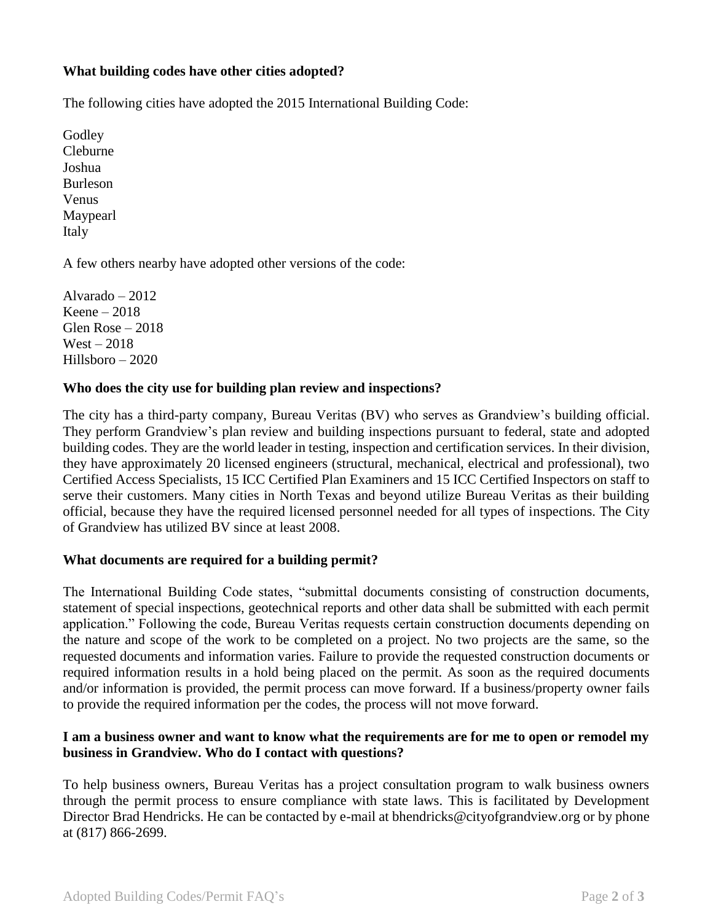**What building codes have other cities adopted?**

The following cities have adopted the 2015 International Building Code:

Godley
Cleburne
Joshua
Burleson
Venus
Maypearl
Italy

A few others nearby have adopted other versions of the code:

Alvarado – 2012
Keene – 2018
Glen Rose – 2018
West – 2018
Hillsboro – 2020

**Who does the city use for building plan review and inspections?**

The city has a third-party company, Bureau Veritas (BV) who serves as Grandview's building official. They perform Grandview's plan review and building inspections pursuant to federal, state and adopted building codes. They are the world leader in testing, inspection and certification services. In their division, they have approximately 20 licensed engineers (structural, mechanical, electrical and professional), two Certified Access Specialists, 15 ICC Certified Plan Examiners and 15 ICC Certified Inspectors on staff to serve their customers. Many cities in North Texas and beyond utilize Bureau Veritas as their building official, because they have the required licensed personnel needed for all types of inspections. The City of Grandview has utilized BV since at least 2008.

**What documents are required for a building permit?**

The International Building Code states, "submittal documents consisting of construction documents, statement of special inspections, geotechnical reports and other data shall be submitted with each permit application." Following the code, Bureau Veritas requests certain construction documents depending on the nature and scope of the work to be completed on a project. No two projects are the same, so the requested documents and information varies. Failure to provide the requested construction documents or required information results in a hold being placed on the permit. As soon as the required documents and/or information is provided, the permit process can move forward. If a business/property owner fails to provide the required information per the codes, the process will not move forward.

**I am a business owner and want to know what the requirements are for me to open or remodel my business in Grandview. Who do I contact with questions?**

To help business owners, Bureau Veritas has a project consultation program to walk business owners through the permit process to ensure compliance with state laws. This is facilitated by Development Director Brad Hendricks. He can be contacted by e-mail at bhendricks@cityofgrandview.org or by phone at (817) 866-2699.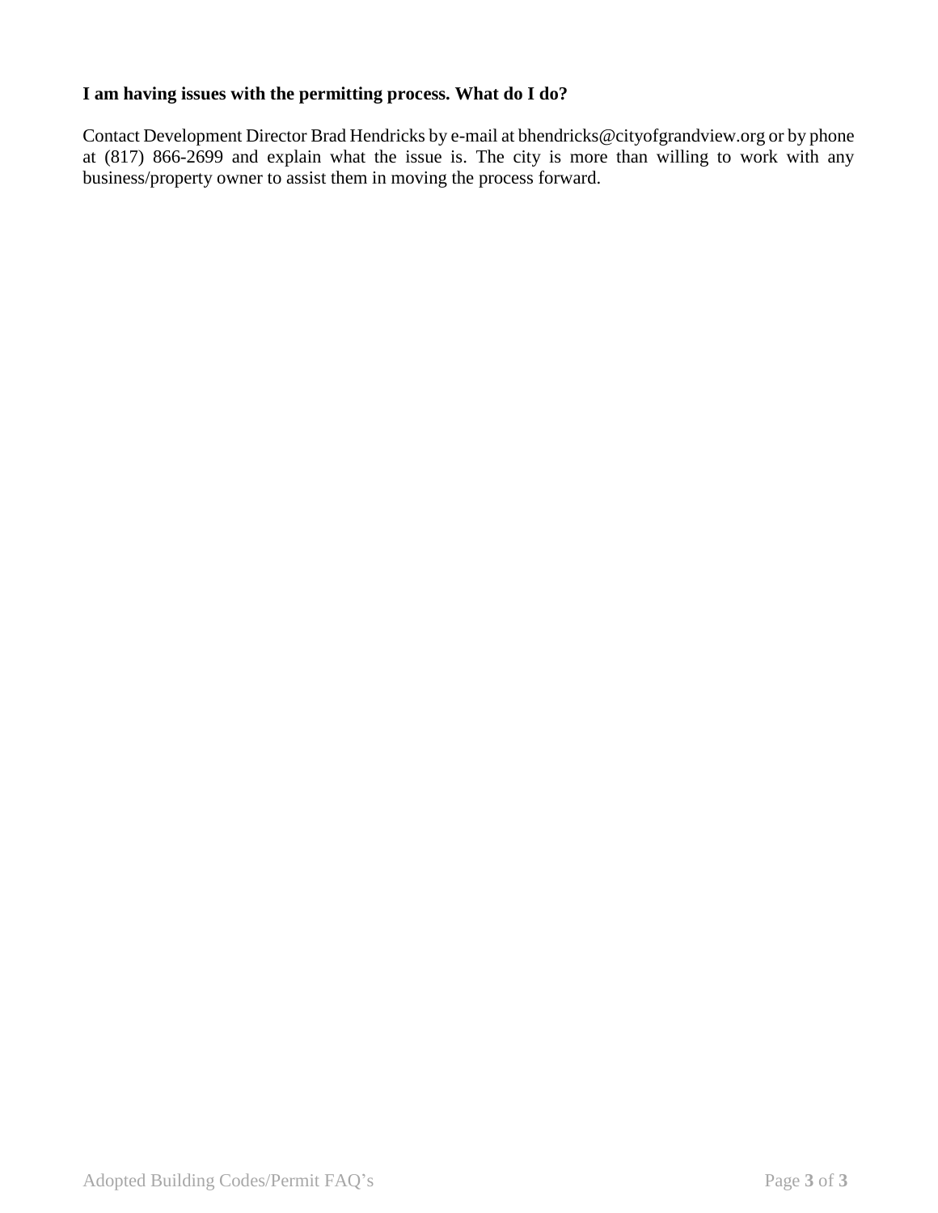**I am having issues with the permitting process. What do I do?**

Contact Development Director Brad Hendricks by e-mail at bhendricks@cityofgrandview.org or by phone at (817) 866-2699 and explain what the issue is. The city is more than willing to work with any business/property owner to assist them in moving the process forward.